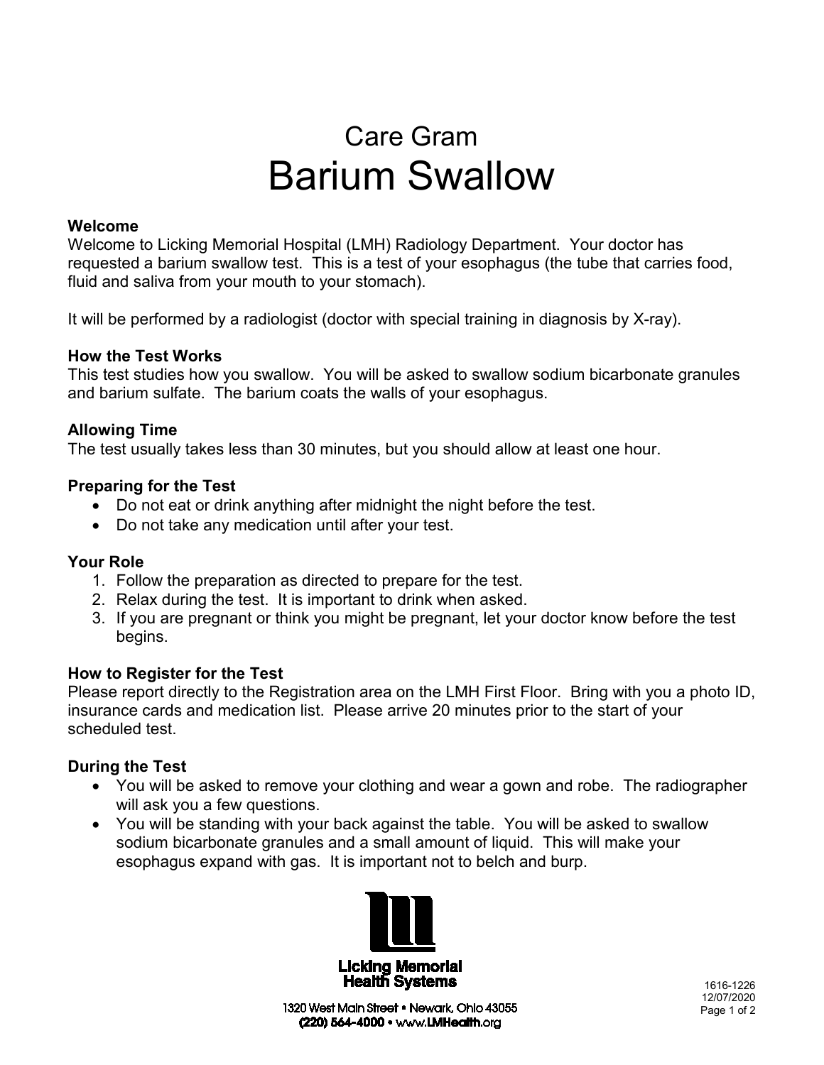# Care Gram
# Barium Swallow

**Welcome**
Welcome to Licking Memorial Hospital (LMH) Radiology Department. Your doctor has requested a barium swallow test. This is a test of your esophagus (the tube that carries food, fluid and saliva from your mouth to your stomach).

It will be performed by a radiologist (doctor with special training in diagnosis by X-ray).

**How the Test Works**
This test studies how you swallow. You will be asked to swallow sodium bicarbonate granules and barium sulfate. The barium coats the walls of your esophagus.

**Allowing Time**
The test usually takes less than 30 minutes, but you should allow at least one hour.

**Preparing for the Test**

- Do not eat or drink anything after midnight the night before the test.
- Do not take any medication until after your test.

**Your Role**

1. Follow the preparation as directed to prepare for the test.
2. Relax during the test. It is important to drink when asked.
3. If you are pregnant or think you might be pregnant, let your doctor know before the test begins.

**How to Register for the Test**
Please report directly to the Registration area on the LMH First Floor. Bring with you a photo ID, insurance cards and medication list. Please arrive 20 minutes prior to the start of your scheduled test.

**During the Test**

- You will be asked to remove your clothing and wear a gown and robe. The radiographer will ask you a few questions.
- You will be standing with your back against the table. You will be asked to swallow sodium bicarbonate granules and a small amount of liquid. This will make your esophagus expand with gas. It is important not to belch and burp.

Licking Memorial Health Systems
1320 West Main Street • Newark, Ohio 43055
(220) 564-4000 • www.LMHealth.org

1616-1226
12/07/2020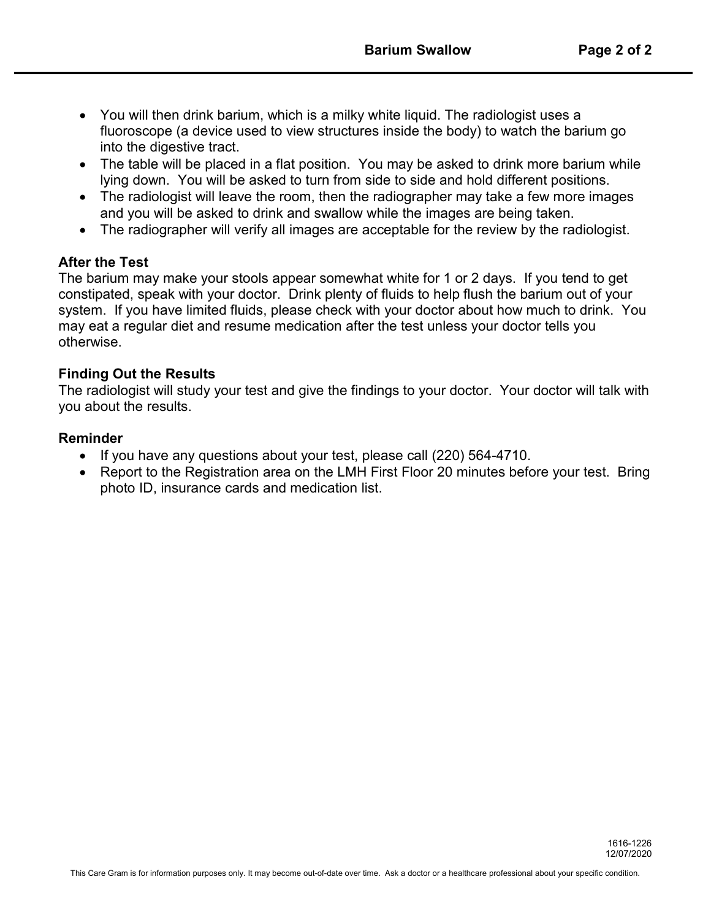- You will then drink barium, which is a milky white liquid. The radiologist uses a fluoroscope (a device used to view structures inside the body) to watch the barium go into the digestive tract.
- The table will be placed in a flat position. You may be asked to drink more barium while lying down. You will be asked to turn from side to side and hold different positions.
- The radiologist will leave the room, then the radiographer may take a few more images and you will be asked to drink and swallow while the images are being taken.
- The radiographer will verify all images are acceptable for the review by the radiologist.

**After the Test**

The barium may make your stools appear somewhat white for 1 or 2 days. If you tend to get constipated, speak with your doctor. Drink plenty of fluids to help flush the barium out of your system. If you have limited fluids, please check with your doctor about how much to drink. You may eat a regular diet and resume medication after the test unless your doctor tells you otherwise.

**Finding Out the Results**

The radiologist will study your test and give the findings to your doctor. Your doctor will talk with you about the results.

**Reminder**

- If you have any questions about your test, please call (220) 564-4710.
- Report to the Registration area on the LMH First Floor 20 minutes before your test. Bring photo ID, insurance cards and medication list.

1616-1226
12/07/2020

This Care Gram is for information purposes only. It may become out-of-date over time. Ask a doctor or a healthcare professional about your specific condition.